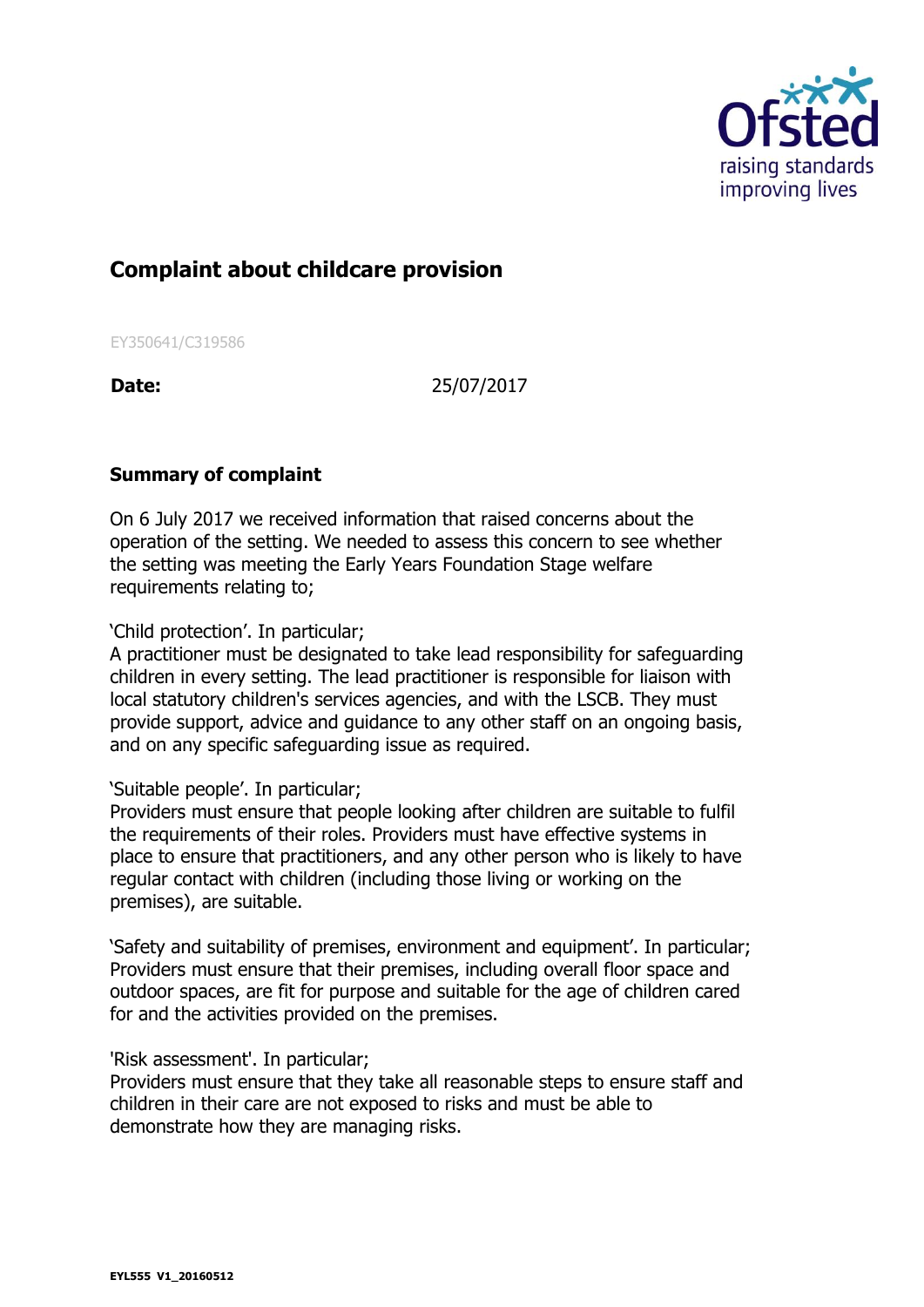# Complaint about childcare provision

EY350641/C319586

**Date:** 25/07/2017

## Summary of complaint

On 6 July 2017 we received information that raised concerns about the operation of the setting. We needed to assess this concern to see whether the setting was meeting the Early Years Foundation Stage welfare requirements relating to;

'Child protection'. In particular;
A practitioner must be designated to take lead responsibility for safeguarding children in every setting. The lead practitioner is responsible for liaison with local statutory children's services agencies, and with the LSCB. They must provide support, advice and guidance to any other staff on an ongoing basis, and on any specific safeguarding issue as required.

'Suitable people'. In particular;
Providers must ensure that people looking after children are suitable to fulfil the requirements of their roles. Providers must have effective systems in place to ensure that practitioners, and any other person who is likely to have regular contact with children (including those living or working on the premises), are suitable.

'Safety and suitability of premises, environment and equipment'. In particular;
Providers must ensure that their premises, including overall floor space and outdoor spaces, are fit for purpose and suitable for the age of children cared for and the activities provided on the premises.

'Risk assessment'. In particular;
Providers must ensure that they take all reasonable steps to ensure staff and children in their care are not exposed to risks and must be able to demonstrate how they are managing risks.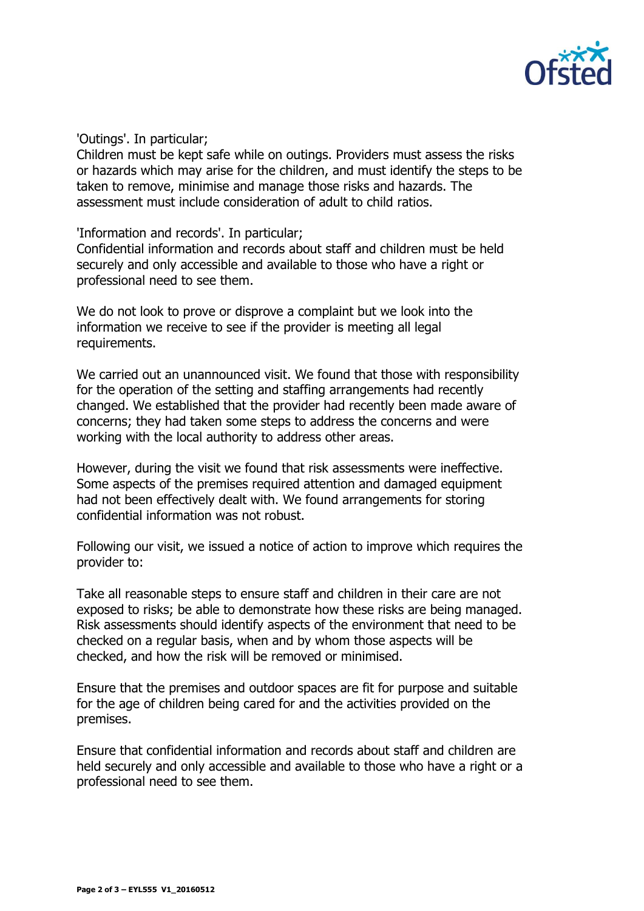'Outings'. In particular;
Children must be kept safe while on outings. Providers must assess the risks or hazards which may arise for the children, and must identify the steps to be taken to remove, minimise and manage those risks and hazards. The assessment must include consideration of adult to child ratios.

'Information and records'. In particular;
Confidential information and records about staff and children must be held securely and only accessible and available to those who have a right or professional need to see them.

We do not look to prove or disprove a complaint but we look into the information we receive to see if the provider is meeting all legal requirements.

We carried out an unannounced visit. We found that those with responsibility for the operation of the setting and staffing arrangements had recently changed. We established that the provider had recently been made aware of concerns; they had taken some steps to address the concerns and were working with the local authority to address other areas.

However, during the visit we found that risk assessments were ineffective. Some aspects of the premises required attention and damaged equipment had not been effectively dealt with. We found arrangements for storing confidential information was not robust.

Following our visit, we issued a notice of action to improve which requires the provider to:

Take all reasonable steps to ensure staff and children in their care are not exposed to risks; be able to demonstrate how these risks are being managed. Risk assessments should identify aspects of the environment that need to be checked on a regular basis, when and by whom those aspects will be checked, and how the risk will be removed or minimised.

Ensure that the premises and outdoor spaces are fit for purpose and suitable for the age of children being cared for and the activities provided on the premises.

Ensure that confidential information and records about staff and children are held securely and only accessible and available to those who have a right or a professional need to see them.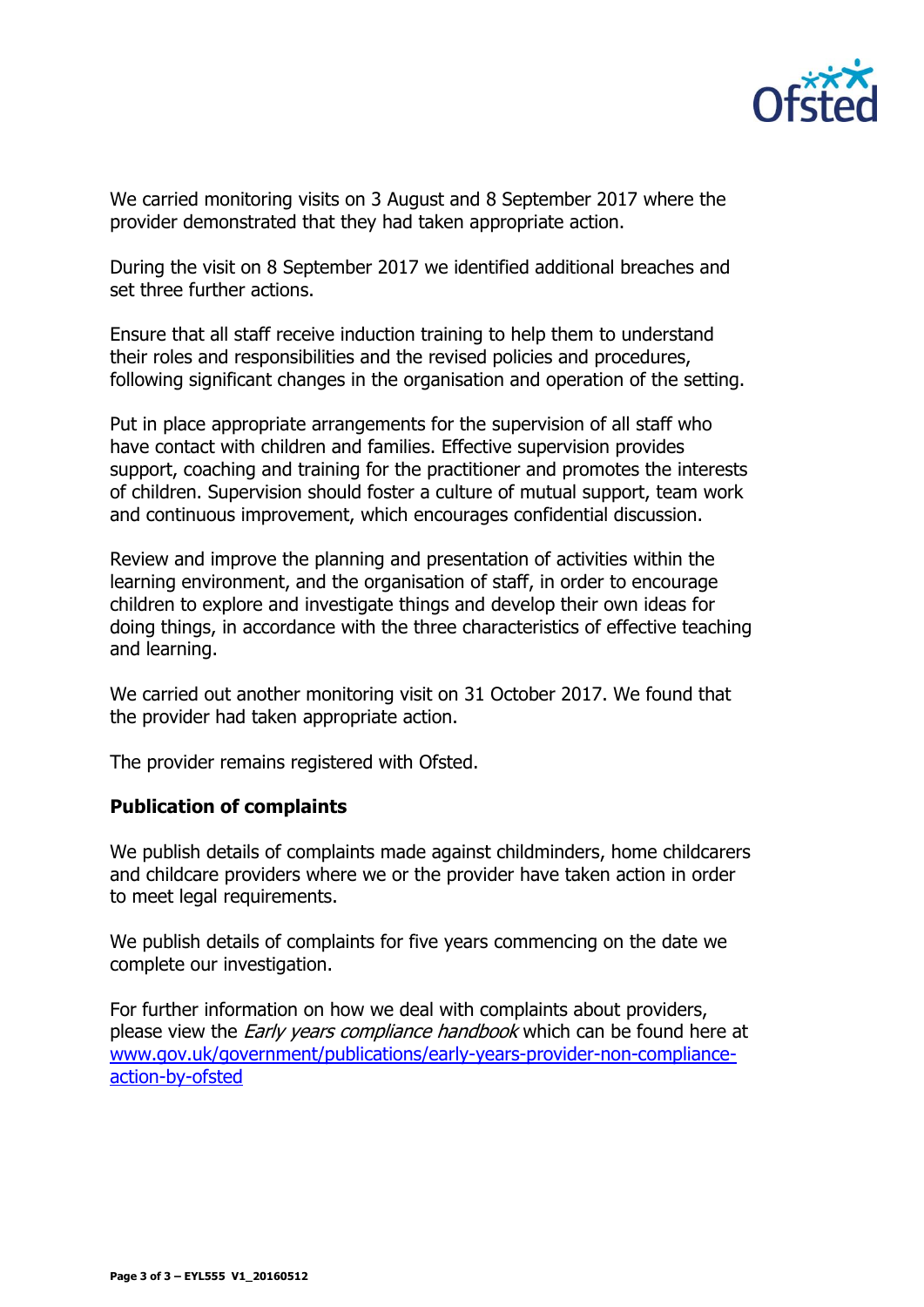We carried monitoring visits on 3 August and 8 September 2017 where the provider demonstrated that they had taken appropriate action.

During the visit on 8 September 2017 we identified additional breaches and set three further actions.

Ensure that all staff receive induction training to help them to understand their roles and responsibilities and the revised policies and procedures, following significant changes in the organisation and operation of the setting.

Put in place appropriate arrangements for the supervision of all staff who have contact with children and families. Effective supervision provides support, coaching and training for the practitioner and promotes the interests of children. Supervision should foster a culture of mutual support, team work and continuous improvement, which encourages confidential discussion.

Review and improve the planning and presentation of activities within the learning environment, and the organisation of staff, in order to encourage children to explore and investigate things and develop their own ideas for doing things, in accordance with the three characteristics of effective teaching and learning.

We carried out another monitoring visit on 31 October 2017. We found that the provider had taken appropriate action.

The provider remains registered with Ofsted.

**Publication of complaints**

We publish details of complaints made against childminders, home childcarers and childcare providers where we or the provider have taken action in order to meet legal requirements.

We publish details of complaints for five years commencing on the date we complete our investigation.

For further information on how we deal with complaints about providers, please view the *Early years compliance handbook* which can be found here at [www.gov.uk/government/publications/early-years-provider-non-compliance-action-by-ofsted](www.gov.uk/government/publications/early-years-provider-non-compliance-action-by-ofsted)